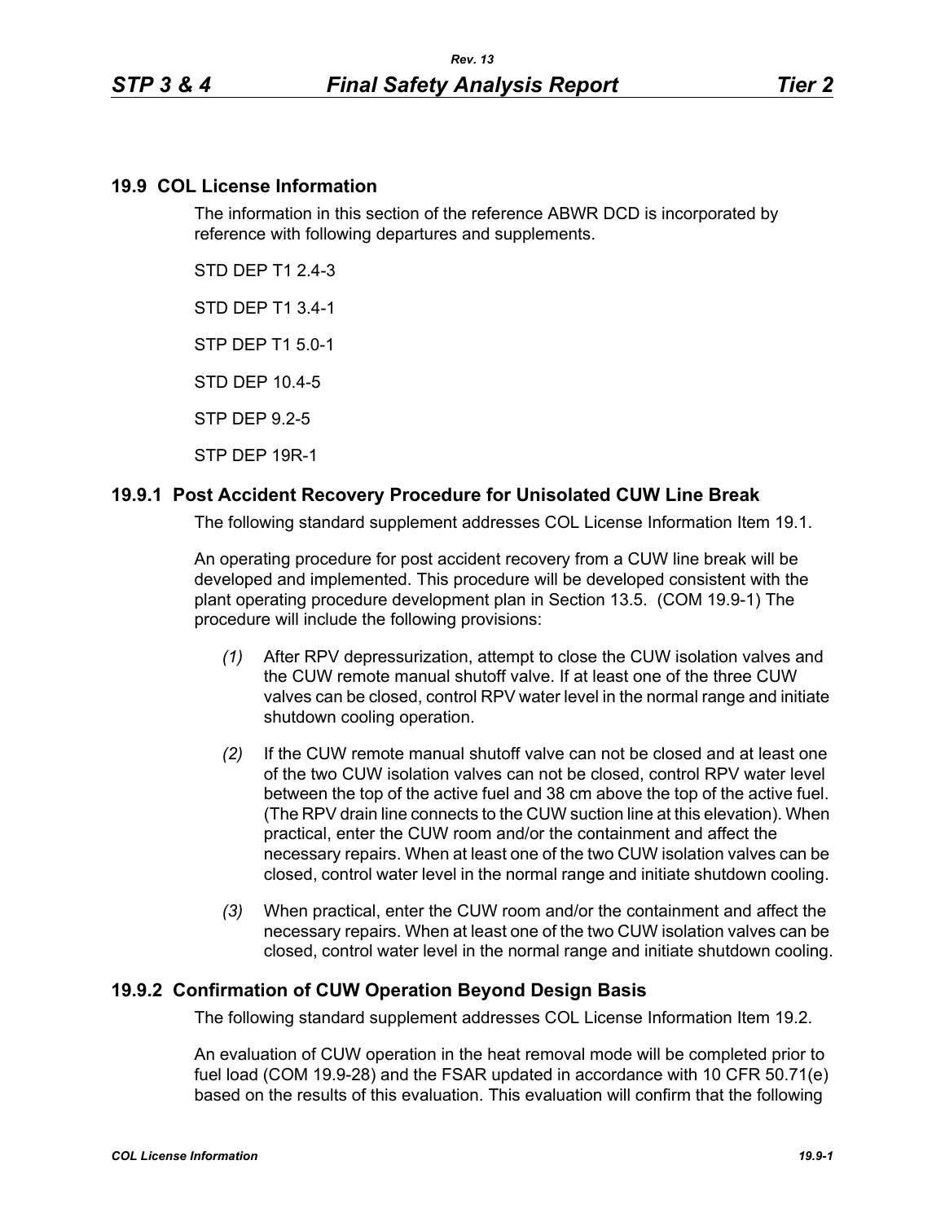## 19.9 COL License Information

The information in this section of the reference ABWR DCD is incorporated by reference with following departures and supplements.

STD DEP T1 2.4-3

STD DEP T1 3.4-1

STP DEP T1 5.0-1

STD DEP 10.4-5

STP DEP 9.2-5

STP DEP 19R-1

### 19.9.1 Post Accident Recovery Procedure for Unisolated CUW Line Break

The following standard supplement addresses COL License Information Item 19.1.

An operating procedure for post accident recovery from a CUW line break will be developed and implemented. This procedure will be developed consistent with the plant operating procedure development plan in Section 13.5. (COM 19.9-1) The procedure will include the following provisions:

*(1)* After RPV depressurization, attempt to close the CUW isolation valves and the CUW remote manual shutoff valve. If at least one of the three CUW valves can be closed, control RPV water level in the normal range and initiate shutdown cooling operation.

*(2)* If the CUW remote manual shutoff valve can not be closed and at least one of the two CUW isolation valves can not be closed, control RPV water level between the top of the active fuel and 38 cm above the top of the active fuel. (The RPV drain line connects to the CUW suction line at this elevation). When practical, enter the CUW room and/or the containment and affect the necessary repairs. When at least one of the two CUW isolation valves can be closed, control water level in the normal range and initiate shutdown cooling.

*(3)* When practical, enter the CUW room and/or the containment and affect the necessary repairs. When at least one of the two CUW isolation valves can be closed, control water level in the normal range and initiate shutdown cooling.

### 19.9.2 Confirmation of CUW Operation Beyond Design Basis

The following standard supplement addresses COL License Information Item 19.2.

An evaluation of CUW operation in the heat removal mode will be completed prior to fuel load (COM 19.9-28) and the FSAR updated in accordance with 10 CFR 50.71(e) based on the results of this evaluation. This evaluation will confirm that the following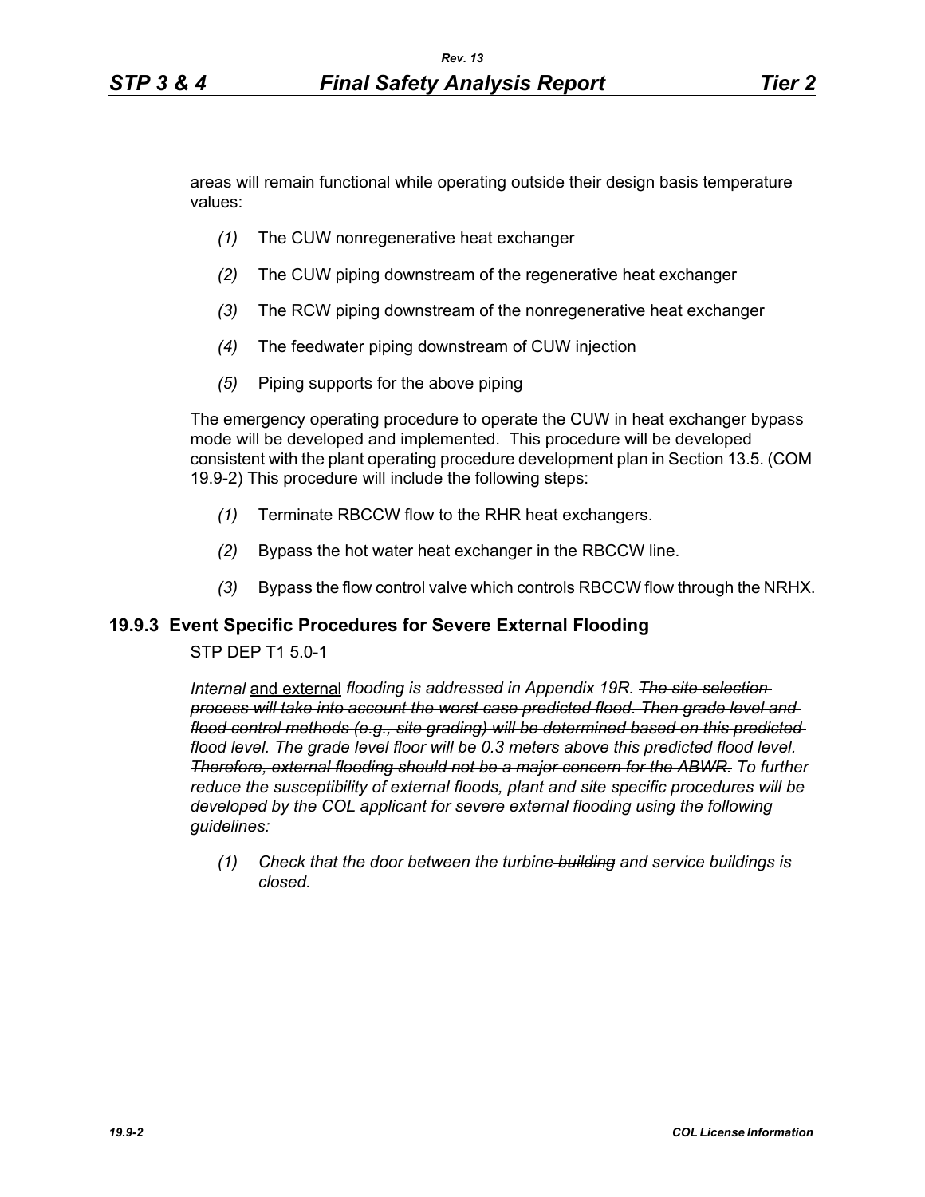areas will remain functional while operating outside their design basis temperature values:

*(1)* The CUW nonregenerative heat exchanger

*(2)* The CUW piping downstream of the regenerative heat exchanger

*(3)* The RCW piping downstream of the nonregenerative heat exchanger

*(4)* The feedwater piping downstream of CUW injection

*(5)* Piping supports for the above piping

The emergency operating procedure to operate the CUW in heat exchanger bypass mode will be developed and implemented. This procedure will be developed consistent with the plant operating procedure development plan in Section 13.5. (COM 19.9-2) This procedure will include the following steps:

*(1)* Terminate RBCCW flow to the RHR heat exchangers.

*(2)* Bypass the hot water heat exchanger in the RBCCW line.

*(3)* Bypass the flow control valve which controls RBCCW flow through the NRHX.

## 19.9.3 Event Specific Procedures for Severe External Flooding

STP DEP T1 5.0-1

*Internal* and external *flooding is addressed in Appendix 19R. ~~The site selection process will take into account the worst case predicted flood. Then grade level and flood control methods (e.g., site grading) will be determined based on this predicted flood level. The grade level floor will be 0.3 meters above this predicted flood level. Therefore, external flooding should not be a major concern for the ABWR.~~ To further reduce the susceptibility of external floods, plant and site specific procedures will be developed ~~by the COL applicant~~ for severe external flooding using the following guidelines:*

*(1) Check that the door between the turbine ~~building~~ and service buildings is closed.*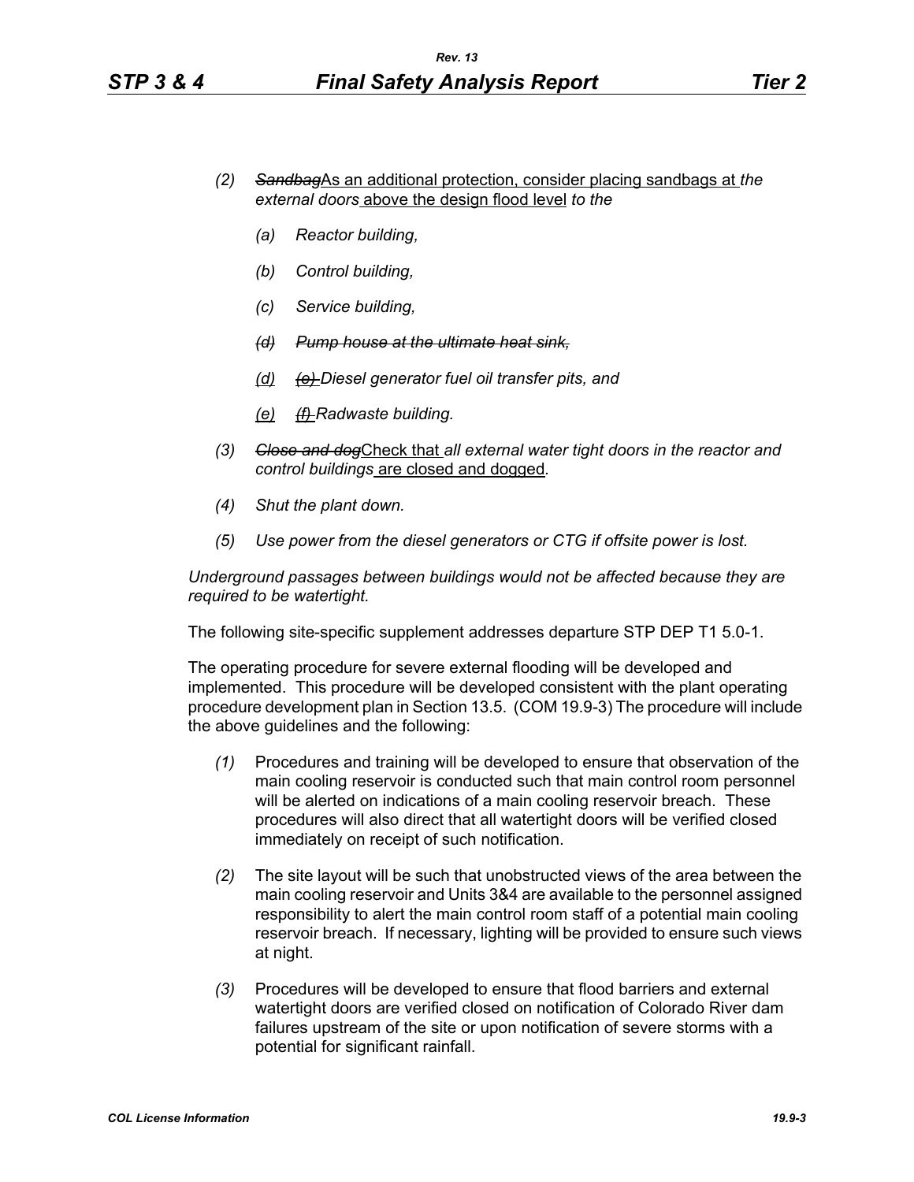*(2)* ~~*Sandbag*~~As an additional protection, consider placing sandbags at *the external doors* above the design flood level *to the*

*(a)* *Reactor building,*

*(b)* *Control building,*

*(c)* *Service building,*

~~*(d)*~~ ~~*Pump house at the ultimate heat sink,*~~

(d) ~~*(e)*~~ *Diesel generator fuel oil transfer pits, and*

(e) ~~*(f)*~~ *Radwaste building.*

*(3)* ~~*Close and dog*~~Check that *all external water tight doors in the reactor and control buildings* are closed and dogged*.*

*(4)* *Shut the plant down.*

*(5)* *Use power from the diesel generators or CTG if offsite power is lost.*

*Underground passages between buildings would not be affected because they are required to be watertight.*

The following site-specific supplement addresses departure STP DEP T1 5.0-1.

The operating procedure for severe external flooding will be developed and implemented. This procedure will be developed consistent with the plant operating procedure development plan in Section 13.5. (COM 19.9-3) The procedure will include the above guidelines and the following:

*(1)* Procedures and training will be developed to ensure that observation of the main cooling reservoir is conducted such that main control room personnel will be alerted on indications of a main cooling reservoir breach. These procedures will also direct that all watertight doors will be verified closed immediately on receipt of such notification.

*(2)* The site layout will be such that unobstructed views of the area between the main cooling reservoir and Units 3&4 are available to the personnel assigned responsibility to alert the main control room staff of a potential main cooling reservoir breach. If necessary, lighting will be provided to ensure such views at night.

*(3)* Procedures will be developed to ensure that flood barriers and external watertight doors are verified closed on notification of Colorado River dam failures upstream of the site or upon notification of severe storms with a potential for significant rainfall.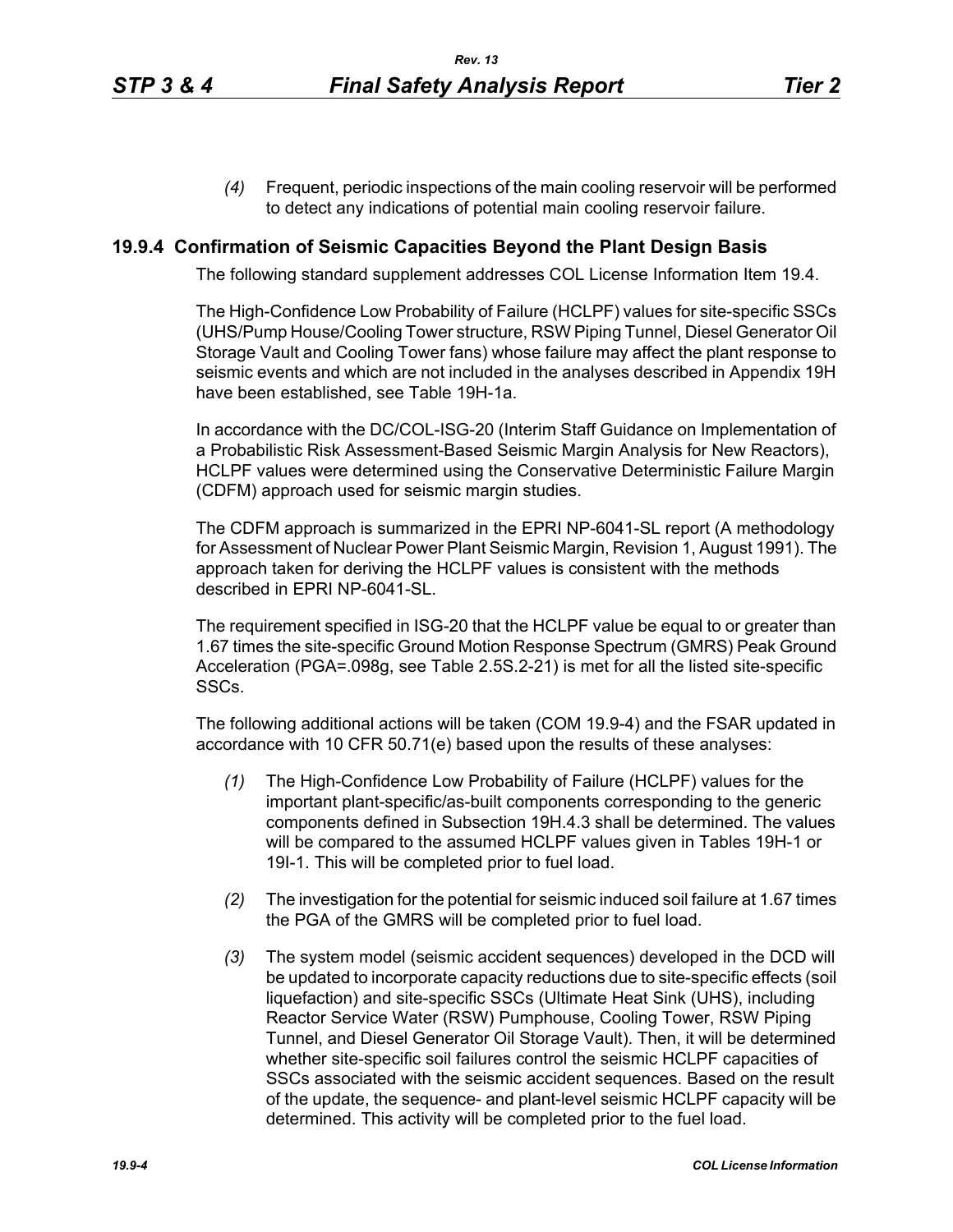*(4)* Frequent, periodic inspections of the main cooling reservoir will be performed to detect any indications of potential main cooling reservoir failure.

## 19.9.4 Confirmation of Seismic Capacities Beyond the Plant Design Basis

The following standard supplement addresses COL License Information Item 19.4.

The High-Confidence Low Probability of Failure (HCLPF) values for site-specific SSCs (UHS/Pump House/Cooling Tower structure, RSW Piping Tunnel, Diesel Generator Oil Storage Vault and Cooling Tower fans) whose failure may affect the plant response to seismic events and which are not included in the analyses described in Appendix 19H have been established, see Table 19H-1a.

In accordance with the DC/COL-ISG-20 (Interim Staff Guidance on Implementation of a Probabilistic Risk Assessment-Based Seismic Margin Analysis for New Reactors), HCLPF values were determined using the Conservative Deterministic Failure Margin (CDFM) approach used for seismic margin studies.

The CDFM approach is summarized in the EPRI NP-6041-SL report (A methodology for Assessment of Nuclear Power Plant Seismic Margin, Revision 1, August 1991). The approach taken for deriving the HCLPF values is consistent with the methods described in EPRI NP-6041-SL.

The requirement specified in ISG-20 that the HCLPF value be equal to or greater than 1.67 times the site-specific Ground Motion Response Spectrum (GMRS) Peak Ground Acceleration (PGA=.098g, see Table 2.5S.2-21) is met for all the listed site-specific SSCs.

The following additional actions will be taken (COM 19.9-4) and the FSAR updated in accordance with 10 CFR 50.71(e) based upon the results of these analyses:

*(1)* The High-Confidence Low Probability of Failure (HCLPF) values for the important plant-specific/as-built components corresponding to the generic components defined in Subsection 19H.4.3 shall be determined. The values will be compared to the assumed HCLPF values given in Tables 19H-1 or 19I-1. This will be completed prior to fuel load.

*(2)* The investigation for the potential for seismic induced soil failure at 1.67 times the PGA of the GMRS will be completed prior to fuel load.

*(3)* The system model (seismic accident sequences) developed in the DCD will be updated to incorporate capacity reductions due to site-specific effects (soil liquefaction) and site-specific SSCs (Ultimate Heat Sink (UHS), including Reactor Service Water (RSW) Pumphouse, Cooling Tower, RSW Piping Tunnel, and Diesel Generator Oil Storage Vault). Then, it will be determined whether site-specific soil failures control the seismic HCLPF capacities of SSCs associated with the seismic accident sequences. Based on the result of the update, the sequence- and plant-level seismic HCLPF capacity will be determined. This activity will be completed prior to the fuel load.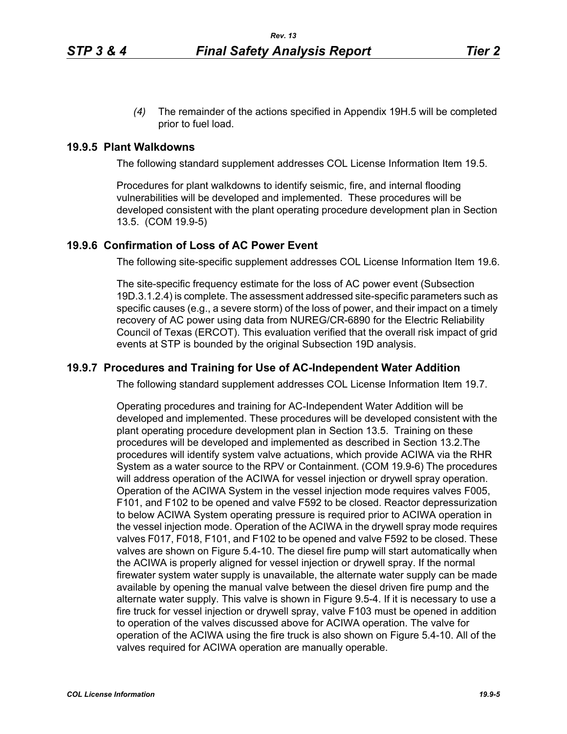*(4)* The remainder of the actions specified in Appendix 19H.5 will be completed prior to fuel load.

## 19.9.5 Plant Walkdowns

The following standard supplement addresses COL License Information Item 19.5.

Procedures for plant walkdowns to identify seismic, fire, and internal flooding vulnerabilities will be developed and implemented. These procedures will be developed consistent with the plant operating procedure development plan in Section 13.5. (COM 19.9-5)

## 19.9.6 Confirmation of Loss of AC Power Event

The following site-specific supplement addresses COL License Information Item 19.6.

The site-specific frequency estimate for the loss of AC power event (Subsection 19D.3.1.2.4) is complete. The assessment addressed site-specific parameters such as specific causes (e.g., a severe storm) of the loss of power, and their impact on a timely recovery of AC power using data from NUREG/CR-6890 for the Electric Reliability Council of Texas (ERCOT). This evaluation verified that the overall risk impact of grid events at STP is bounded by the original Subsection 19D analysis.

## 19.9.7 Procedures and Training for Use of AC-Independent Water Addition

The following standard supplement addresses COL License Information Item 19.7.

Operating procedures and training for AC-Independent Water Addition will be developed and implemented. These procedures will be developed consistent with the plant operating procedure development plan in Section 13.5. Training on these procedures will be developed and implemented as described in Section 13.2.The procedures will identify system valve actuations, which provide ACIWA via the RHR System as a water source to the RPV or Containment. (COM 19.9-6) The procedures will address operation of the ACIWA for vessel injection or drywell spray operation. Operation of the ACIWA System in the vessel injection mode requires valves F005, F101, and F102 to be opened and valve F592 to be closed. Reactor depressurization to below ACIWA System operating pressure is required prior to ACIWA operation in the vessel injection mode. Operation of the ACIWA in the drywell spray mode requires valves F017, F018, F101, and F102 to be opened and valve F592 to be closed. These valves are shown on Figure 5.4-10. The diesel fire pump will start automatically when the ACIWA is properly aligned for vessel injection or drywell spray. If the normal firewater system water supply is unavailable, the alternate water supply can be made available by opening the manual valve between the diesel driven fire pump and the alternate water supply. This valve is shown in Figure 9.5-4. If it is necessary to use a fire truck for vessel injection or drywell spray, valve F103 must be opened in addition to operation of the valves discussed above for ACIWA operation. The valve for operation of the ACIWA using the fire truck is also shown on Figure 5.4-10. All of the valves required for ACIWA operation are manually operable.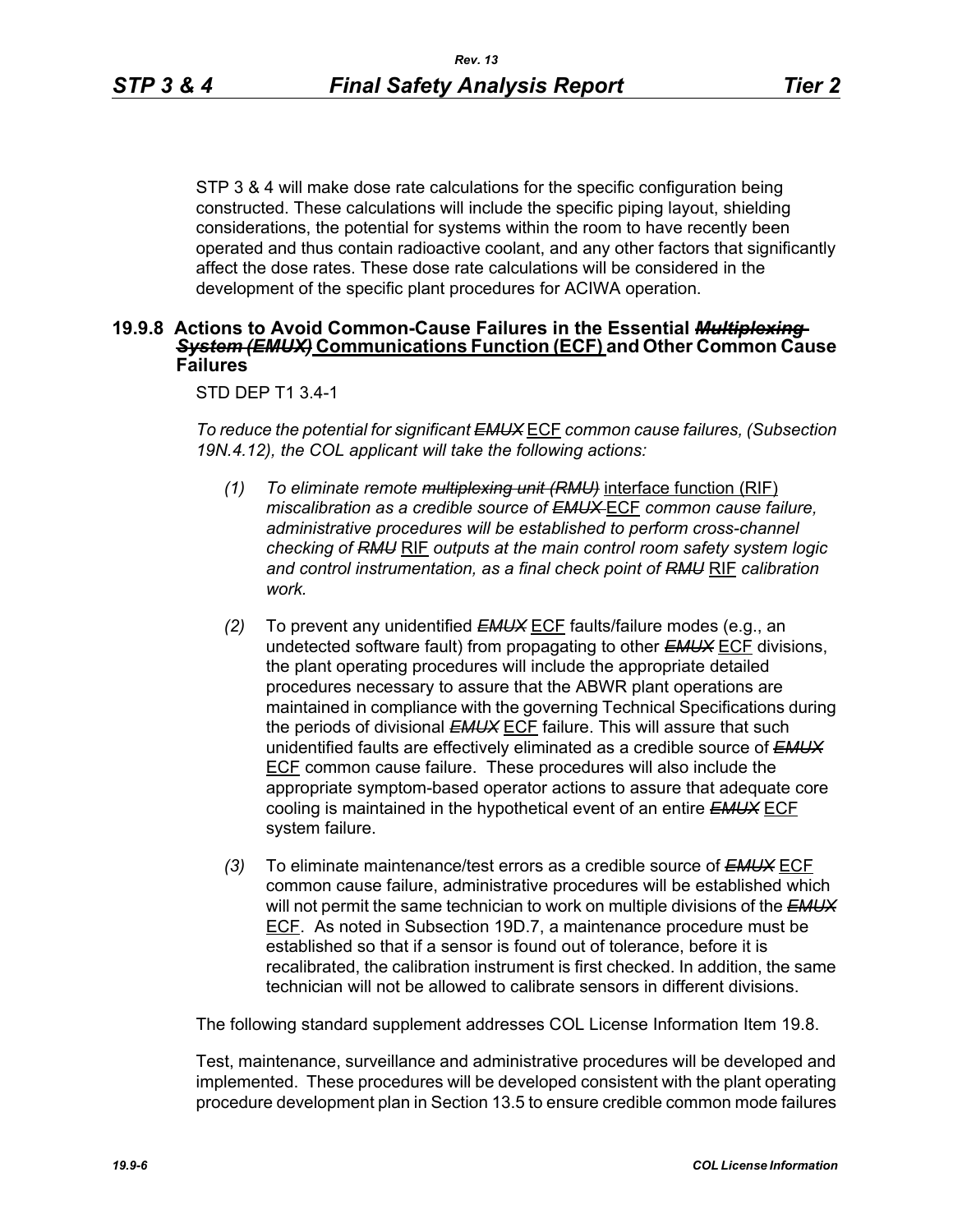STP 3 & 4 will make dose rate calculations for the specific configuration being constructed. These calculations will include the specific piping layout, shielding considerations, the potential for systems within the room to have recently been operated and thus contain radioactive coolant, and any other factors that significantly affect the dose rates. These dose rate calculations will be considered in the development of the specific plant procedures for ACIWA operation.

## 19.9.8 Actions to Avoid Common-Cause Failures in the Essential ~~*Multiplexing System (EMUX)*~~ Communications Function (ECF) and Other Common Cause Failures

STD DEP T1 3.4-1

*To reduce the potential for significant ~~EMUX~~ ECF common cause failures, (Subsection 19N.4.12), the COL applicant will take the following actions:*

*(1)* *To eliminate remote ~~multiplexing unit (RMU)~~ interface function (RIF) miscalibration as a credible source of ~~EMUX~~ ECF common cause failure, administrative procedures will be established to perform cross-channel checking of ~~RMU~~ RIF outputs at the main control room safety system logic and control instrumentation, as a final check point of ~~RMU~~ RIF calibration work.*

*(2)* To prevent any unidentified ~~*EMUX*~~ ECF faults/failure modes (e.g., an undetected software fault) from propagating to other ~~*EMUX*~~ ECF divisions, the plant operating procedures will include the appropriate detailed procedures necessary to assure that the ABWR plant operations are maintained in compliance with the governing Technical Specifications during the periods of divisional ~~*EMUX*~~ ECF failure. This will assure that such unidentified faults are effectively eliminated as a credible source of ~~*EMUX*~~ ECF common cause failure. These procedures will also include the appropriate symptom-based operator actions to assure that adequate core cooling is maintained in the hypothetical event of an entire ~~*EMUX*~~ ECF system failure.

*(3)* To eliminate maintenance/test errors as a credible source of ~~*EMUX*~~ ECF common cause failure, administrative procedures will be established which will not permit the same technician to work on multiple divisions of the ~~*EMUX*~~ ECF. As noted in Subsection 19D.7, a maintenance procedure must be established so that if a sensor is found out of tolerance, before it is recalibrated, the calibration instrument is first checked. In addition, the same technician will not be allowed to calibrate sensors in different divisions.

The following standard supplement addresses COL License Information Item 19.8.

Test, maintenance, surveillance and administrative procedures will be developed and implemented. These procedures will be developed consistent with the plant operating procedure development plan in Section 13.5 to ensure credible common mode failures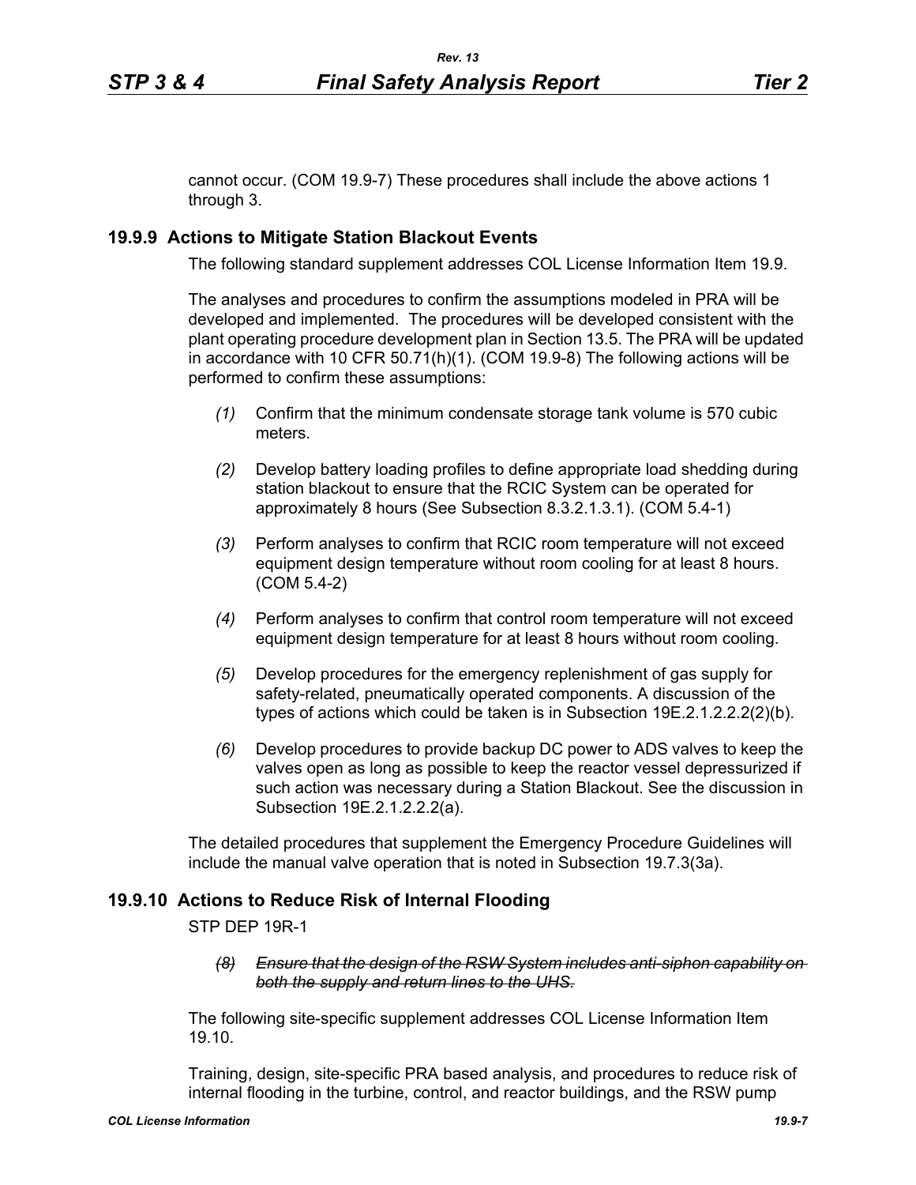cannot occur. (COM 19.9-7) These procedures shall include the above actions 1 through 3.

## 19.9.9 Actions to Mitigate Station Blackout Events

The following standard supplement addresses COL License Information Item 19.9.

The analyses and procedures to confirm the assumptions modeled in PRA will be developed and implemented. The procedures will be developed consistent with the plant operating procedure development plan in Section 13.5. The PRA will be updated in accordance with 10 CFR 50.71(h)(1). (COM 19.9-8) The following actions will be performed to confirm these assumptions:

*(1)* Confirm that the minimum condensate storage tank volume is 570 cubic meters.

*(2)* Develop battery loading profiles to define appropriate load shedding during station blackout to ensure that the RCIC System can be operated for approximately 8 hours (See Subsection 8.3.2.1.3.1). (COM 5.4-1)

*(3)* Perform analyses to confirm that RCIC room temperature will not exceed equipment design temperature without room cooling for at least 8 hours. (COM 5.4-2)

*(4)* Perform analyses to confirm that control room temperature will not exceed equipment design temperature for at least 8 hours without room cooling.

*(5)* Develop procedures for the emergency replenishment of gas supply for safety-related, pneumatically operated components. A discussion of the types of actions which could be taken is in Subsection 19E.2.1.2.2.2(2)(b).

*(6)* Develop procedures to provide backup DC power to ADS valves to keep the valves open as long as possible to keep the reactor vessel depressurized if such action was necessary during a Station Blackout. See the discussion in Subsection 19E.2.1.2.2.2(a).

The detailed procedures that supplement the Emergency Procedure Guidelines will include the manual valve operation that is noted in Subsection 19.7.3(3a).

## 19.9.10 Actions to Reduce Risk of Internal Flooding

STP DEP 19R-1

~~*(8)* *Ensure that the design of the RSW System includes anti-siphon capability on both the supply and return lines to the UHS.*~~

The following site-specific supplement addresses COL License Information Item 19.10.

Training, design, site-specific PRA based analysis, and procedures to reduce risk of internal flooding in the turbine, control, and reactor buildings, and the RSW pump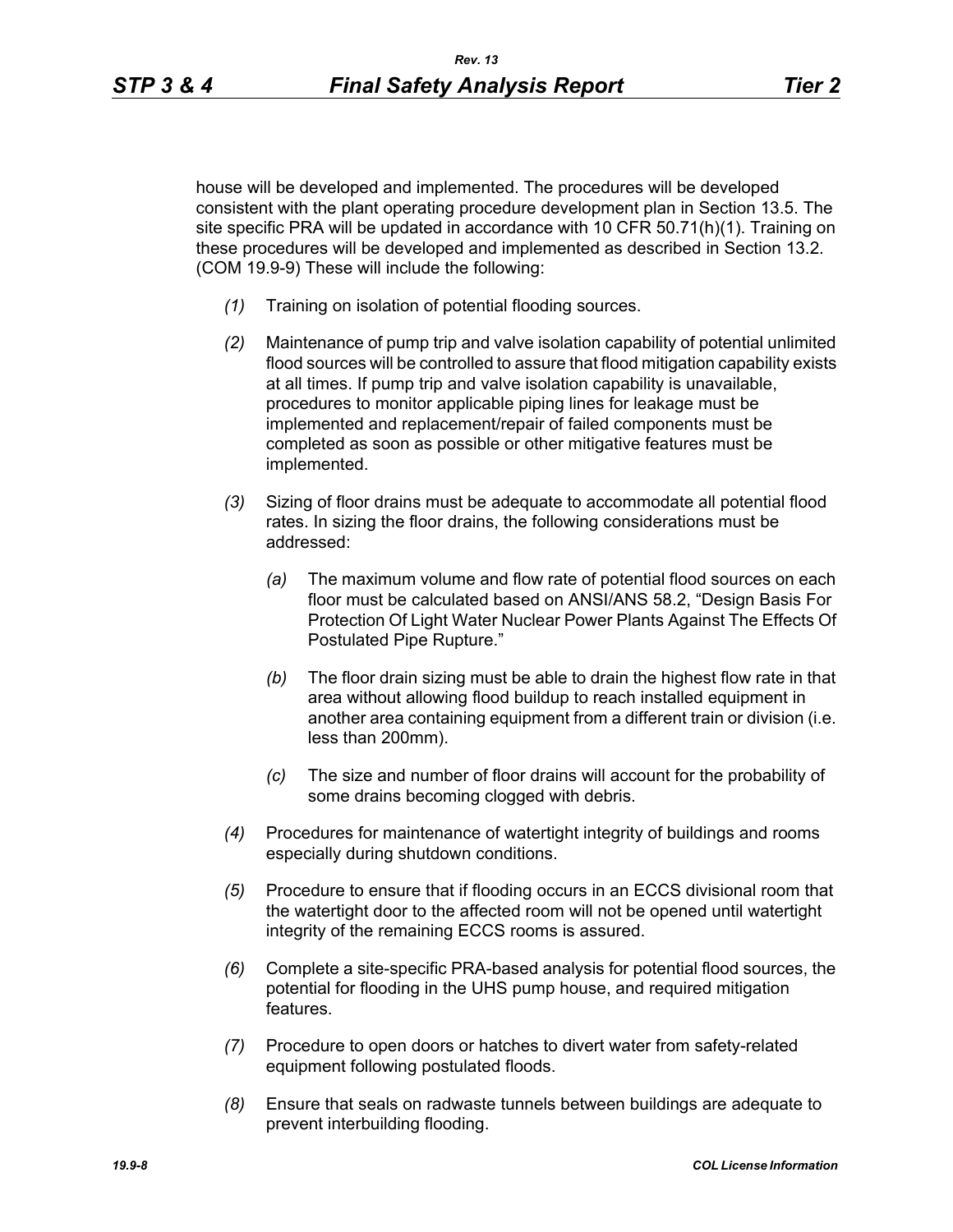house will be developed and implemented. The procedures will be developed consistent with the plant operating procedure development plan in Section 13.5. The site specific PRA will be updated in accordance with 10 CFR 50.71(h)(1). Training on these procedures will be developed and implemented as described in Section 13.2. (COM 19.9-9) These will include the following:

*(1)* Training on isolation of potential flooding sources.

*(2)* Maintenance of pump trip and valve isolation capability of potential unlimited flood sources will be controlled to assure that flood mitigation capability exists at all times. If pump trip and valve isolation capability is unavailable, procedures to monitor applicable piping lines for leakage must be implemented and replacement/repair of failed components must be completed as soon as possible or other mitigative features must be implemented.

*(3)* Sizing of floor drains must be adequate to accommodate all potential flood rates. In sizing the floor drains, the following considerations must be addressed:

  *(a)* The maximum volume and flow rate of potential flood sources on each floor must be calculated based on ANSI/ANS 58.2, "Design Basis For Protection Of Light Water Nuclear Power Plants Against The Effects Of Postulated Pipe Rupture."

  *(b)* The floor drain sizing must be able to drain the highest flow rate in that area without allowing flood buildup to reach installed equipment in another area containing equipment from a different train or division (i.e. less than 200mm).

  *(c)* The size and number of floor drains will account for the probability of some drains becoming clogged with debris.

*(4)* Procedures for maintenance of watertight integrity of buildings and rooms especially during shutdown conditions.

*(5)* Procedure to ensure that if flooding occurs in an ECCS divisional room that the watertight door to the affected room will not be opened until watertight integrity of the remaining ECCS rooms is assured.

*(6)* Complete a site-specific PRA-based analysis for potential flood sources, the potential for flooding in the UHS pump house, and required mitigation features.

*(7)* Procedure to open doors or hatches to divert water from safety-related equipment following postulated floods.

*(8)* Ensure that seals on radwaste tunnels between buildings are adequate to prevent interbuilding flooding.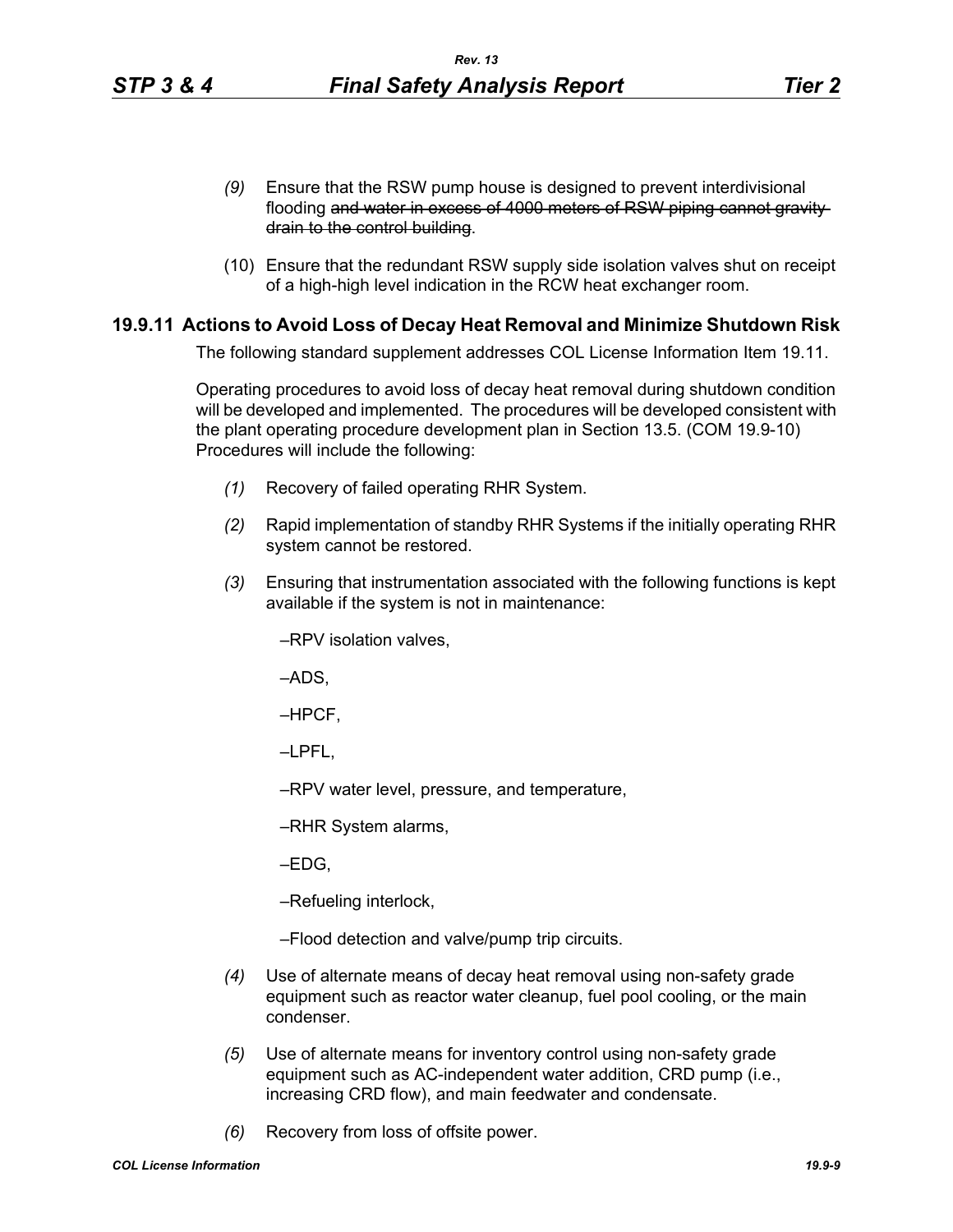*(9)* Ensure that the RSW pump house is designed to prevent interdivisional flooding ~~and water in excess of 4000 meters of RSW piping cannot gravity drain to the control building~~.

(10) Ensure that the redundant RSW supply side isolation valves shut on receipt of a high-high level indication in the RCW heat exchanger room.

## 19.9.11 Actions to Avoid Loss of Decay Heat Removal and Minimize Shutdown Risk

The following standard supplement addresses COL License Information Item 19.11.

Operating procedures to avoid loss of decay heat removal during shutdown condition will be developed and implemented. The procedures will be developed consistent with the plant operating procedure development plan in Section 13.5. (COM 19.9-10) Procedures will include the following:

*(1)* Recovery of failed operating RHR System.

*(2)* Rapid implementation of standby RHR Systems if the initially operating RHR system cannot be restored.

*(3)* Ensuring that instrumentation associated with the following functions is kept available if the system is not in maintenance:

–RPV isolation valves,

–ADS,

–HPCF,

–LPFL,

–RPV water level, pressure, and temperature,

–RHR System alarms,

–EDG,

–Refueling interlock,

–Flood detection and valve/pump trip circuits.

*(4)* Use of alternate means of decay heat removal using non-safety grade equipment such as reactor water cleanup, fuel pool cooling, or the main condenser.

*(5)* Use of alternate means for inventory control using non-safety grade equipment such as AC-independent water addition, CRD pump (i.e., increasing CRD flow), and main feedwater and condensate.

*(6)* Recovery from loss of offsite power.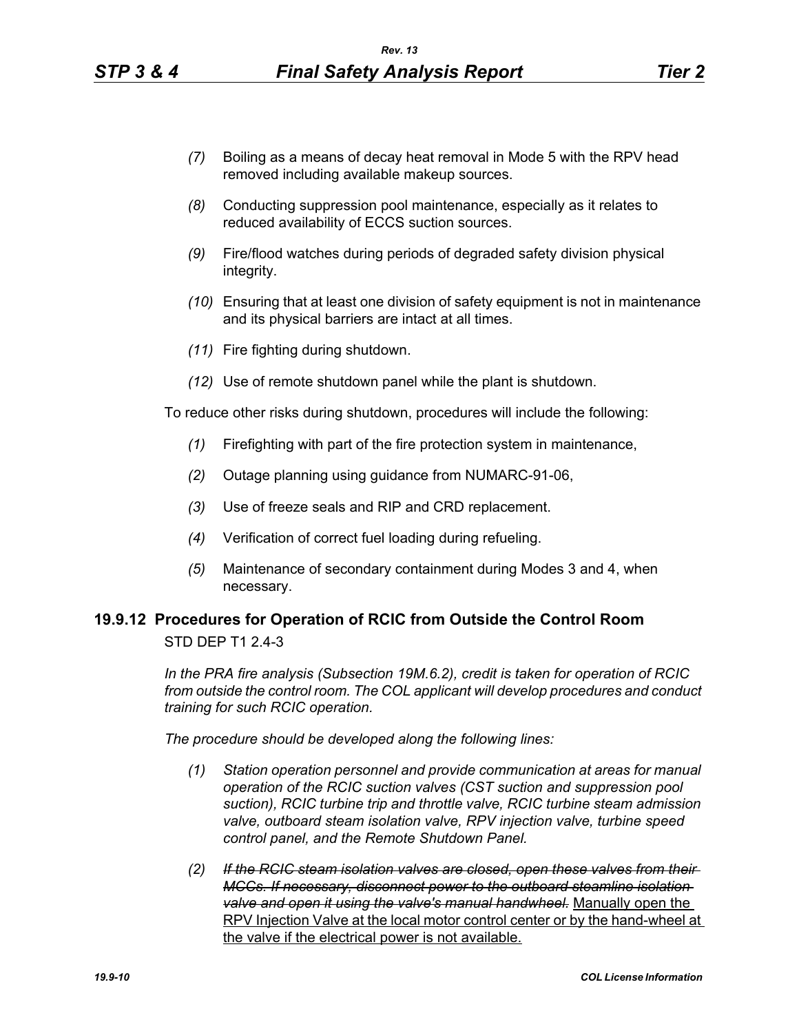*(7)* Boiling as a means of decay heat removal in Mode 5 with the RPV head removed including available makeup sources.

*(8)* Conducting suppression pool maintenance, especially as it relates to reduced availability of ECCS suction sources.

*(9)* Fire/flood watches during periods of degraded safety division physical integrity.

*(10)* Ensuring that at least one division of safety equipment is not in maintenance and its physical barriers are intact at all times.

*(11)* Fire fighting during shutdown.

*(12)* Use of remote shutdown panel while the plant is shutdown.

To reduce other risks during shutdown, procedures will include the following:

*(1)* Firefighting with part of the fire protection system in maintenance,

*(2)* Outage planning using guidance from NUMARC-91-06,

*(3)* Use of freeze seals and RIP and CRD replacement.

*(4)* Verification of correct fuel loading during refueling.

*(5)* Maintenance of secondary containment during Modes 3 and 4, when necessary.

## 19.9.12 Procedures for Operation of RCIC from Outside the Control Room

STD DEP T1 2.4-3

*In the PRA fire analysis (Subsection 19M.6.2), credit is taken for operation of RCIC from outside the control room. The COL applicant will develop procedures and conduct training for such RCIC operation.*

*The procedure should be developed along the following lines:*

*(1) Station operation personnel and provide communication at areas for manual operation of the RCIC suction valves (CST suction and suppression pool suction), RCIC turbine trip and throttle valve, RCIC turbine steam admission valve, outboard steam isolation valve, RPV injection valve, turbine speed control panel, and the Remote Shutdown Panel.*

*(2)* ~~*If the RCIC steam isolation valves are closed, open these valves from their MCCs. If necessary, disconnect power to the outboard steamline isolation valve and open it using the valve's manual handwheel.*~~ <u>Manually open the RPV Injection Valve at the local motor control center or by the hand-wheel at the valve if the electrical power is not available.</u>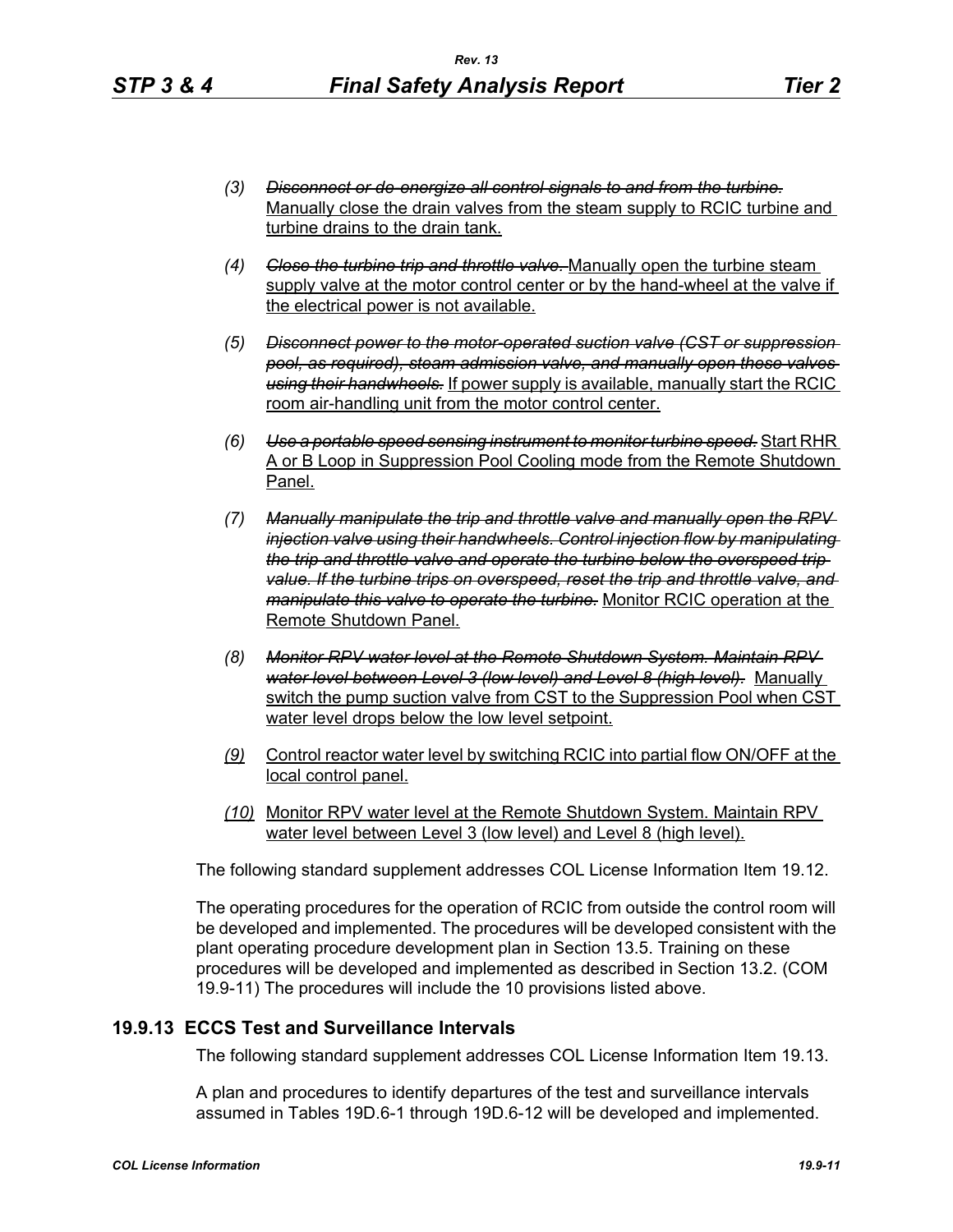(3) ~~*Disconnect or de-energize all control signals to and from the turbine.*~~ Manually close the drain valves from the steam supply to RCIC turbine and turbine drains to the drain tank.

(4) ~~*Close the turbine trip and throttle valve.*~~ Manually open the turbine steam supply valve at the motor control center or by the hand-wheel at the valve if the electrical power is not available.

(5) ~~*Disconnect power to the motor-operated suction valve (CST or suppression pool, as required), steam admission valve, and manually open these valves using their handwheels.*~~ If power supply is available, manually start the RCIC room air-handling unit from the motor control center.

(6) ~~*Use a portable speed sensing instrument to monitor turbine speed.*~~ Start RHR A or B Loop in Suppression Pool Cooling mode from the Remote Shutdown Panel.

(7) ~~*Manually manipulate the trip and throttle valve and manually open the RPV injection valve using their handwheels. Control injection flow by manipulating the trip and throttle valve and operate the turbine below the overspeed trip value. If the turbine trips on overspeed, reset the trip and throttle valve, and manipulate this valve to operate the turbine.*~~ Monitor RCIC operation at the Remote Shutdown Panel.

(8) ~~*Monitor RPV water level at the Remote Shutdown System. Maintain RPV water level between Level 3 (low level) and Level 8 (high level).*~~ Manually switch the pump suction valve from CST to the Suppression Pool when CST water level drops below the low level setpoint.

(9) Control reactor water level by switching RCIC into partial flow ON/OFF at the local control panel.

(10) Monitor RPV water level at the Remote Shutdown System. Maintain RPV water level between Level 3 (low level) and Level 8 (high level).

The following standard supplement addresses COL License Information Item 19.12.

The operating procedures for the operation of RCIC from outside the control room will be developed and implemented. The procedures will be developed consistent with the plant operating procedure development plan in Section 13.5. Training on these procedures will be developed and implemented as described in Section 13.2. (COM 19.9-11) The procedures will include the 10 provisions listed above.

## 19.9.13 ECCS Test and Surveillance Intervals

The following standard supplement addresses COL License Information Item 19.13.

A plan and procedures to identify departures of the test and surveillance intervals assumed in Tables 19D.6-1 through 19D.6-12 will be developed and implemented.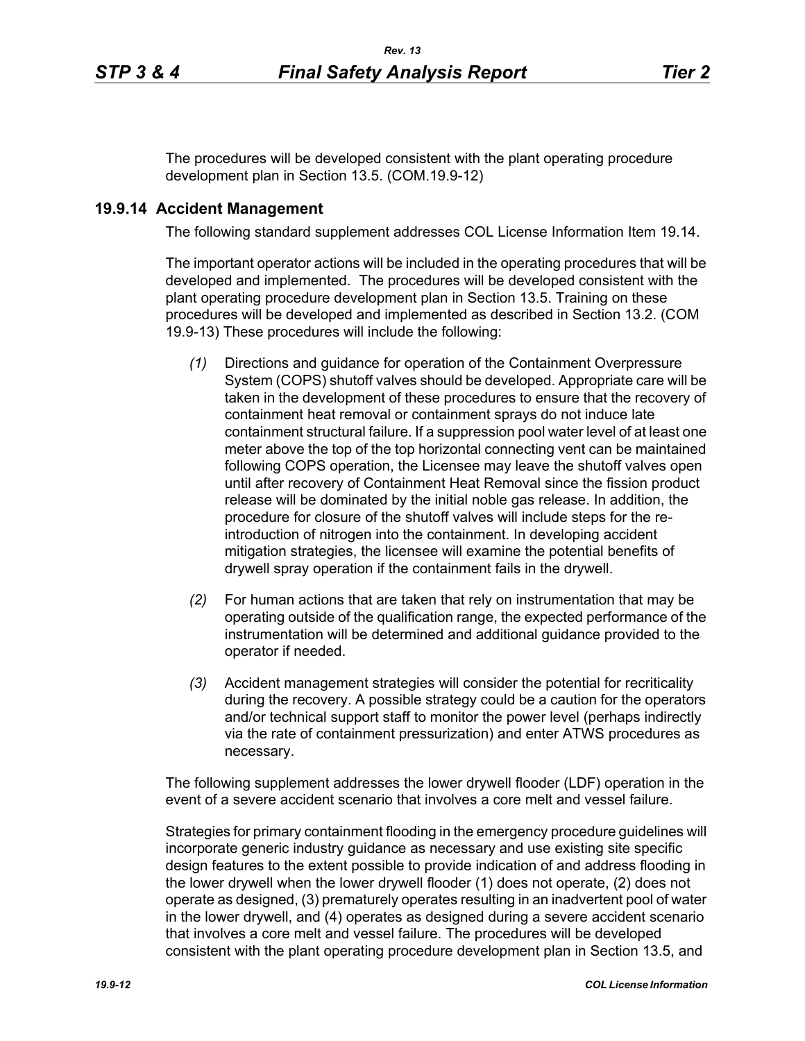The procedures will be developed consistent with the plant operating procedure development plan in Section 13.5. (COM.19.9-12)

## 19.9.14 Accident Management

The following standard supplement addresses COL License Information Item 19.14.

The important operator actions will be included in the operating procedures that will be developed and implemented. The procedures will be developed consistent with the plant operating procedure development plan in Section 13.5. Training on these procedures will be developed and implemented as described in Section 13.2. (COM 19.9-13) These procedures will include the following:

*(1)* Directions and guidance for operation of the Containment Overpressure System (COPS) shutoff valves should be developed. Appropriate care will be taken in the development of these procedures to ensure that the recovery of containment heat removal or containment sprays do not induce late containment structural failure. If a suppression pool water level of at least one meter above the top of the top horizontal connecting vent can be maintained following COPS operation, the Licensee may leave the shutoff valves open until after recovery of Containment Heat Removal since the fission product release will be dominated by the initial noble gas release. In addition, the procedure for closure of the shutoff valves will include steps for the re-introduction of nitrogen into the containment. In developing accident mitigation strategies, the licensee will examine the potential benefits of drywell spray operation if the containment fails in the drywell.

*(2)* For human actions that are taken that rely on instrumentation that may be operating outside of the qualification range, the expected performance of the instrumentation will be determined and additional guidance provided to the operator if needed.

*(3)* Accident management strategies will consider the potential for recriticality during the recovery. A possible strategy could be a caution for the operators and/or technical support staff to monitor the power level (perhaps indirectly via the rate of containment pressurization) and enter ATWS procedures as necessary.

The following supplement addresses the lower drywell flooder (LDF) operation in the event of a severe accident scenario that involves a core melt and vessel failure.

Strategies for primary containment flooding in the emergency procedure guidelines will incorporate generic industry guidance as necessary and use existing site specific design features to the extent possible to provide indication of and address flooding in the lower drywell when the lower drywell flooder (1) does not operate, (2) does not operate as designed, (3) prematurely operates resulting in an inadvertent pool of water in the lower drywell, and (4) operates as designed during a severe accident scenario that involves a core melt and vessel failure. The procedures will be developed consistent with the plant operating procedure development plan in Section 13.5, and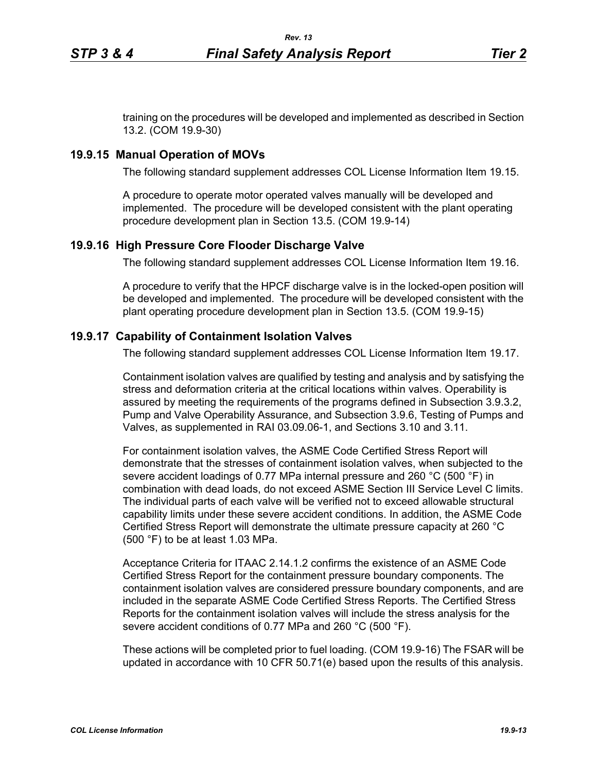training on the procedures will be developed and implemented as described in Section 13.2. (COM 19.9-30)

## 19.9.15 Manual Operation of MOVs

The following standard supplement addresses COL License Information Item 19.15.

A procedure to operate motor operated valves manually will be developed and implemented. The procedure will be developed consistent with the plant operating procedure development plan in Section 13.5. (COM 19.9-14)

## 19.9.16 High Pressure Core Flooder Discharge Valve

The following standard supplement addresses COL License Information Item 19.16.

A procedure to verify that the HPCF discharge valve is in the locked-open position will be developed and implemented. The procedure will be developed consistent with the plant operating procedure development plan in Section 13.5. (COM 19.9-15)

## 19.9.17 Capability of Containment Isolation Valves

The following standard supplement addresses COL License Information Item 19.17.

Containment isolation valves are qualified by testing and analysis and by satisfying the stress and deformation criteria at the critical locations within valves. Operability is assured by meeting the requirements of the programs defined in Subsection 3.9.3.2, Pump and Valve Operability Assurance, and Subsection 3.9.6, Testing of Pumps and Valves, as supplemented in RAI 03.09.06-1, and Sections 3.10 and 3.11.

For containment isolation valves, the ASME Code Certified Stress Report will demonstrate that the stresses of containment isolation valves, when subjected to the severe accident loadings of 0.77 MPa internal pressure and 260 °C (500 °F) in combination with dead loads, do not exceed ASME Section III Service Level C limits. The individual parts of each valve will be verified not to exceed allowable structural capability limits under these severe accident conditions. In addition, the ASME Code Certified Stress Report will demonstrate the ultimate pressure capacity at 260 °C (500 °F) to be at least 1.03 MPa.

Acceptance Criteria for ITAAC 2.14.1.2 confirms the existence of an ASME Code Certified Stress Report for the containment pressure boundary components. The containment isolation valves are considered pressure boundary components, and are included in the separate ASME Code Certified Stress Reports. The Certified Stress Reports for the containment isolation valves will include the stress analysis for the severe accident conditions of 0.77 MPa and 260 °C (500 °F).

These actions will be completed prior to fuel loading. (COM 19.9-16) The FSAR will be updated in accordance with 10 CFR 50.71(e) based upon the results of this analysis.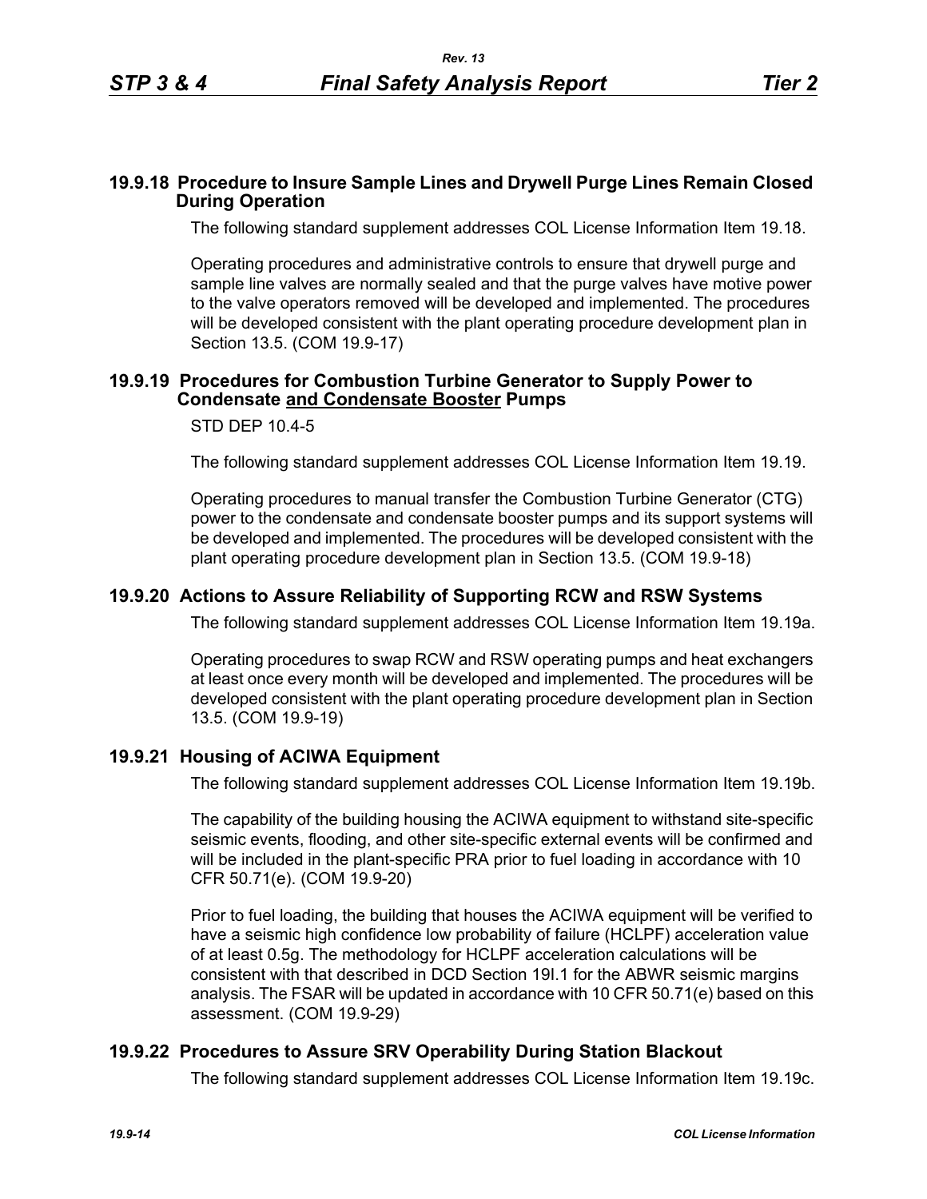## 19.9.18 Procedure to Insure Sample Lines and Drywell Purge Lines Remain Closed During Operation

The following standard supplement addresses COL License Information Item 19.18.

Operating procedures and administrative controls to ensure that drywell purge and sample line valves are normally sealed and that the purge valves have motive power to the valve operators removed will be developed and implemented. The procedures will be developed consistent with the plant operating procedure development plan in Section 13.5. (COM 19.9-17)

## 19.9.19 Procedures for Combustion Turbine Generator to Supply Power to Condensate and Condensate Booster Pumps

STD DEP 10.4-5

The following standard supplement addresses COL License Information Item 19.19.

Operating procedures to manual transfer the Combustion Turbine Generator (CTG) power to the condensate and condensate booster pumps and its support systems will be developed and implemented. The procedures will be developed consistent with the plant operating procedure development plan in Section 13.5. (COM 19.9-18)

## 19.9.20 Actions to Assure Reliability of Supporting RCW and RSW Systems

The following standard supplement addresses COL License Information Item 19.19a.

Operating procedures to swap RCW and RSW operating pumps and heat exchangers at least once every month will be developed and implemented. The procedures will be developed consistent with the plant operating procedure development plan in Section 13.5. (COM 19.9-19)

## 19.9.21 Housing of ACIWA Equipment

The following standard supplement addresses COL License Information Item 19.19b.

The capability of the building housing the ACIWA equipment to withstand site-specific seismic events, flooding, and other site-specific external events will be confirmed and will be included in the plant-specific PRA prior to fuel loading in accordance with 10 CFR 50.71(e). (COM 19.9-20)

Prior to fuel loading, the building that houses the ACIWA equipment will be verified to have a seismic high confidence low probability of failure (HCLPF) acceleration value of at least 0.5g. The methodology for HCLPF acceleration calculations will be consistent with that described in DCD Section 19I.1 for the ABWR seismic margins analysis. The FSAR will be updated in accordance with 10 CFR 50.71(e) based on this assessment. (COM 19.9-29)

## 19.9.22 Procedures to Assure SRV Operability During Station Blackout

The following standard supplement addresses COL License Information Item 19.19c.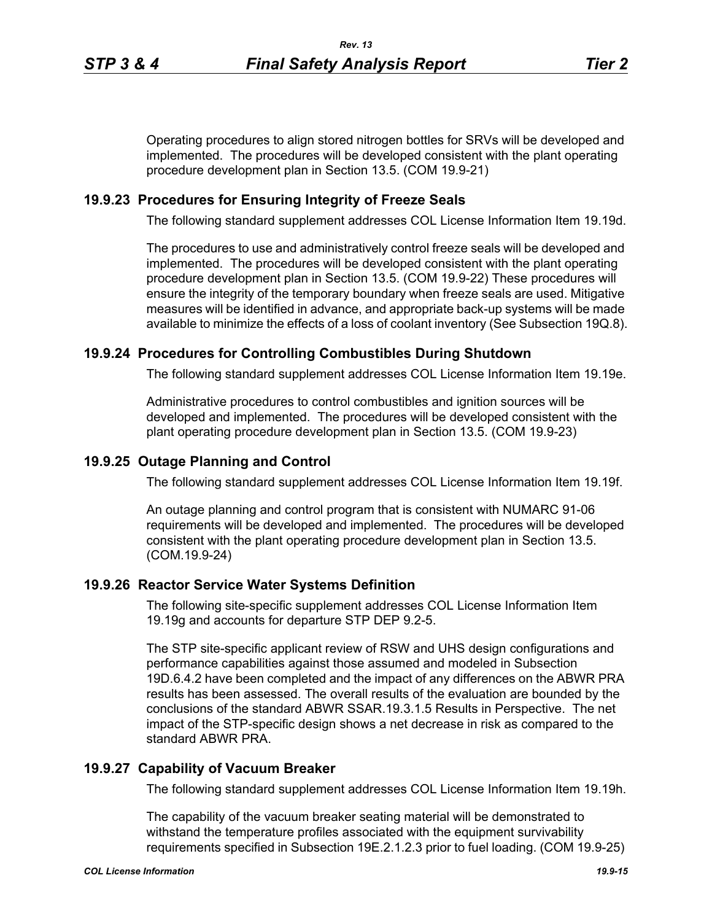Operating procedures to align stored nitrogen bottles for SRVs will be developed and implemented. The procedures will be developed consistent with the plant operating procedure development plan in Section 13.5. (COM 19.9-21)

## 19.9.23 Procedures for Ensuring Integrity of Freeze Seals

The following standard supplement addresses COL License Information Item 19.19d.

The procedures to use and administratively control freeze seals will be developed and implemented. The procedures will be developed consistent with the plant operating procedure development plan in Section 13.5. (COM 19.9-22) These procedures will ensure the integrity of the temporary boundary when freeze seals are used. Mitigative measures will be identified in advance, and appropriate back-up systems will be made available to minimize the effects of a loss of coolant inventory (See Subsection 19Q.8).

## 19.9.24 Procedures for Controlling Combustibles During Shutdown

The following standard supplement addresses COL License Information Item 19.19e.

Administrative procedures to control combustibles and ignition sources will be developed and implemented. The procedures will be developed consistent with the plant operating procedure development plan in Section 13.5. (COM 19.9-23)

## 19.9.25 Outage Planning and Control

The following standard supplement addresses COL License Information Item 19.19f.

An outage planning and control program that is consistent with NUMARC 91-06 requirements will be developed and implemented. The procedures will be developed consistent with the plant operating procedure development plan in Section 13.5. (COM.19.9-24)

## 19.9.26 Reactor Service Water Systems Definition

The following site-specific supplement addresses COL License Information Item 19.19g and accounts for departure STP DEP 9.2-5.

The STP site-specific applicant review of RSW and UHS design configurations and performance capabilities against those assumed and modeled in Subsection 19D.6.4.2 have been completed and the impact of any differences on the ABWR PRA results has been assessed. The overall results of the evaluation are bounded by the conclusions of the standard ABWR SSAR.19.3.1.5 Results in Perspective. The net impact of the STP-specific design shows a net decrease in risk as compared to the standard ABWR PRA.

## 19.9.27 Capability of Vacuum Breaker

The following standard supplement addresses COL License Information Item 19.19h.

The capability of the vacuum breaker seating material will be demonstrated to withstand the temperature profiles associated with the equipment survivability requirements specified in Subsection 19E.2.1.2.3 prior to fuel loading. (COM 19.9-25)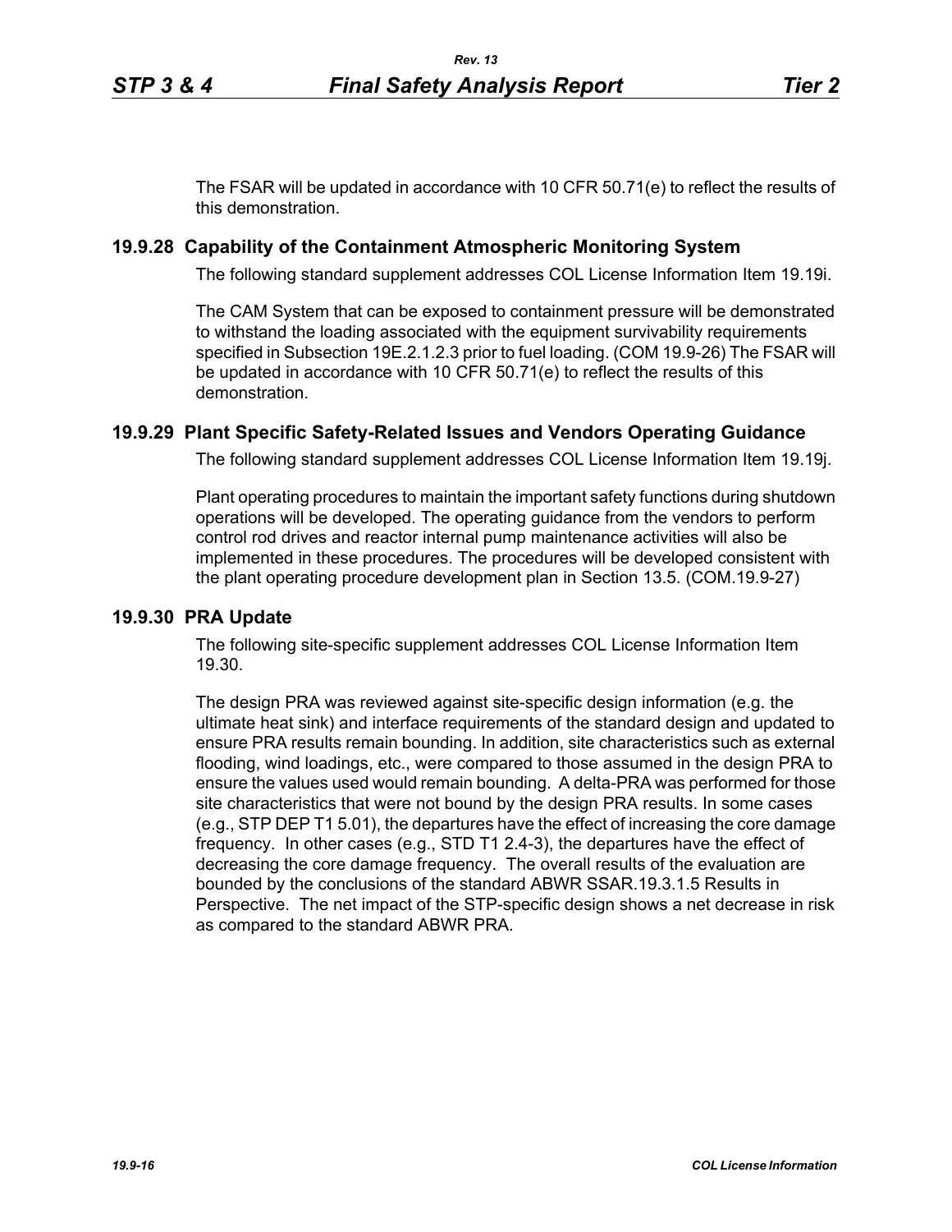The FSAR will be updated in accordance with 10 CFR 50.71(e) to reflect the results of this demonstration.

## 19.9.28 Capability of the Containment Atmospheric Monitoring System

The following standard supplement addresses COL License Information Item 19.19i.

The CAM System that can be exposed to containment pressure will be demonstrated to withstand the loading associated with the equipment survivability requirements specified in Subsection 19E.2.1.2.3 prior to fuel loading. (COM 19.9-26) The FSAR will be updated in accordance with 10 CFR 50.71(e) to reflect the results of this demonstration.

## 19.9.29 Plant Specific Safety-Related Issues and Vendors Operating Guidance

The following standard supplement addresses COL License Information Item 19.19j.

Plant operating procedures to maintain the important safety functions during shutdown operations will be developed. The operating guidance from the vendors to perform control rod drives and reactor internal pump maintenance activities will also be implemented in these procedures. The procedures will be developed consistent with the plant operating procedure development plan in Section 13.5. (COM.19.9-27)

## 19.9.30 PRA Update

The following site-specific supplement addresses COL License Information Item 19.30.

The design PRA was reviewed against site-specific design information (e.g. the ultimate heat sink) and interface requirements of the standard design and updated to ensure PRA results remain bounding. In addition, site characteristics such as external flooding, wind loadings, etc., were compared to those assumed in the design PRA to ensure the values used would remain bounding. A delta-PRA was performed for those site characteristics that were not bound by the design PRA results. In some cases (e.g., STP DEP T1 5.01), the departures have the effect of increasing the core damage frequency. In other cases (e.g., STD T1 2.4-3), the departures have the effect of decreasing the core damage frequency. The overall results of the evaluation are bounded by the conclusions of the standard ABWR SSAR.19.3.1.5 Results in Perspective. The net impact of the STP-specific design shows a net decrease in risk as compared to the standard ABWR PRA.